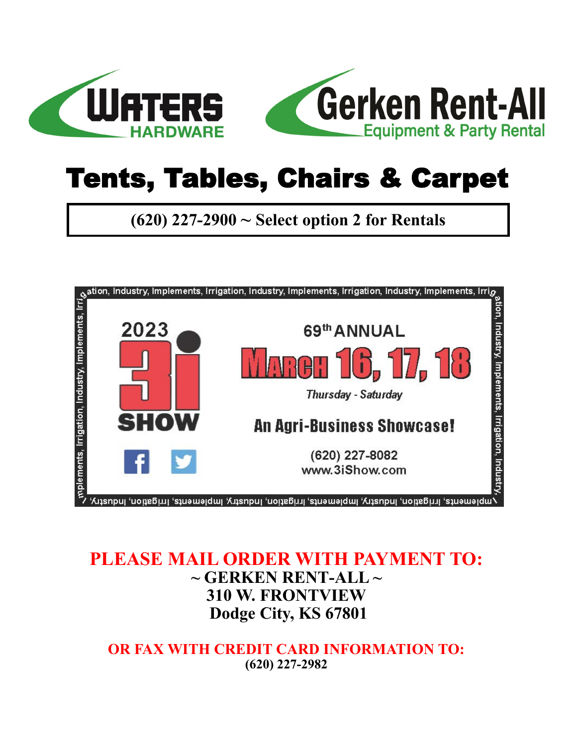WATERS HARDWARE

Gerken Rent-All
Equipment & Party Rental

# Tents, Tables, Chairs & Carpet

**(620) 227-2900 ~ Select option 2 for Rentals**

Irrigation, Industry, Implements, Irrigation, Industry, Implements, Irrigation, Industry, Implements, Irrigation, Industry, Implements

2023 3i SHOW

69th ANNUAL

**MARCH 16, 17, 18**

*Thursday - Saturday*

**An Agri-Business Showcase!**

(620) 227-8082
www.3iShow.com

## PLEASE MAIL ORDER WITH PAYMENT TO:

**~ GERKEN RENT-ALL ~**
**310 W. FRONTVIEW**
**Dodge City, KS 67801**

### OR FAX WITH CREDIT CARD INFORMATION TO:

**(620) 227-2982**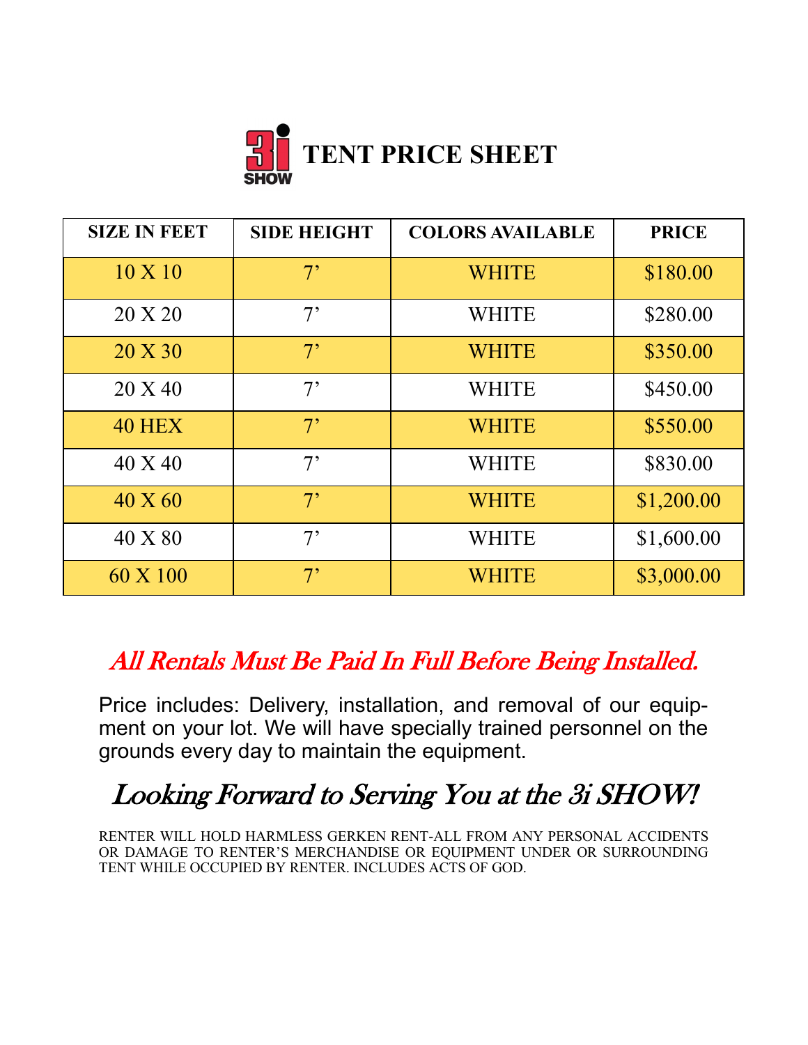# 3i SHOW TENT PRICE SHEET

| SIZE IN FEET | SIDE HEIGHT | COLORS AVAILABLE | PRICE |
| --- | --- | --- | --- |
| 10 X 10 | 7’ | WHITE | $180.00 |
| 20 X 20 | 7’ | WHITE | $280.00 |
| 20 X 30 | 7’ | WHITE | $350.00 |
| 20 X 40 | 7’ | WHITE | $450.00 |
| 40 HEX | 7’ | WHITE | $550.00 |
| 40 X 40 | 7’ | WHITE | $830.00 |
| 40 X 60 | 7’ | WHITE | $1,200.00 |
| 40 X 80 | 7’ | WHITE | $1,600.00 |
| 60 X 100 | 7’ | WHITE | $3,000.00 |

## *All Rentals Must Be Paid In Full Before Being Installed.*

Price includes: Delivery, installation, and removal of our equipment on your lot. We will have specially trained personnel on the grounds every day to maintain the equipment.

## *Looking Forward to Serving You at the 3i SHOW!*

RENTER WILL HOLD HARMLESS GERKEN RENT-ALL FROM ANY PERSONAL ACCIDENTS OR DAMAGE TO RENTER’S MERCHANDISE OR EQUIPMENT UNDER OR SURROUNDING TENT WHILE OCCUPIED BY RENTER. INCLUDES ACTS OF GOD.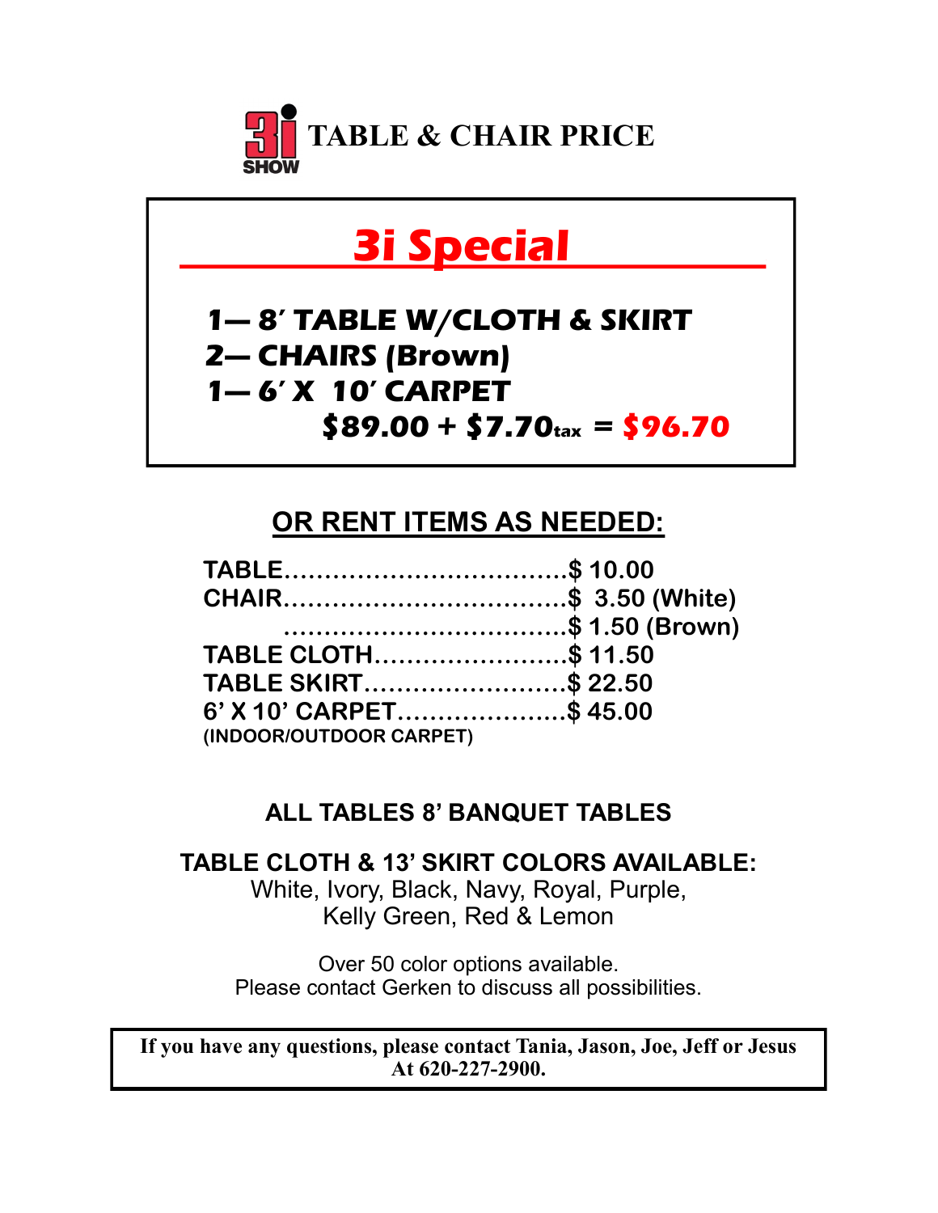# 3i SHOW TABLE & CHAIR PRICE

## 3i Special

**1— 8' TABLE W/CLOTH & SKIRT**
**2— CHAIRS (Brown)**
**1— 6' X 10' CARPET**

**$89.00 + $7.70 tax = $96.70**

## OR RENT ITEMS AS NEEDED:

| Item | Price |
|---|---|
| TABLE | $ 10.00 |
| CHAIR | $ 3.50 (White) |
| | $ 1.50 (Brown) |
| TABLE CLOTH | $ 11.50 |
| TABLE SKIRT | $ 22.50 |
| 6' X 10' CARPET (INDOOR/OUTDOOR CARPET) | $ 45.00 |

**ALL TABLES 8' BANQUET TABLES**

**TABLE CLOTH & 13' SKIRT COLORS AVAILABLE:**
White, Ivory, Black, Navy, Royal, Purple,
Kelly Green, Red & Lemon

Over 50 color options available.
Please contact Gerken to discuss all possibilities.

**If you have any questions, please contact Tania, Jason, Joe, Jeff or Jesus At 620-227-2900.**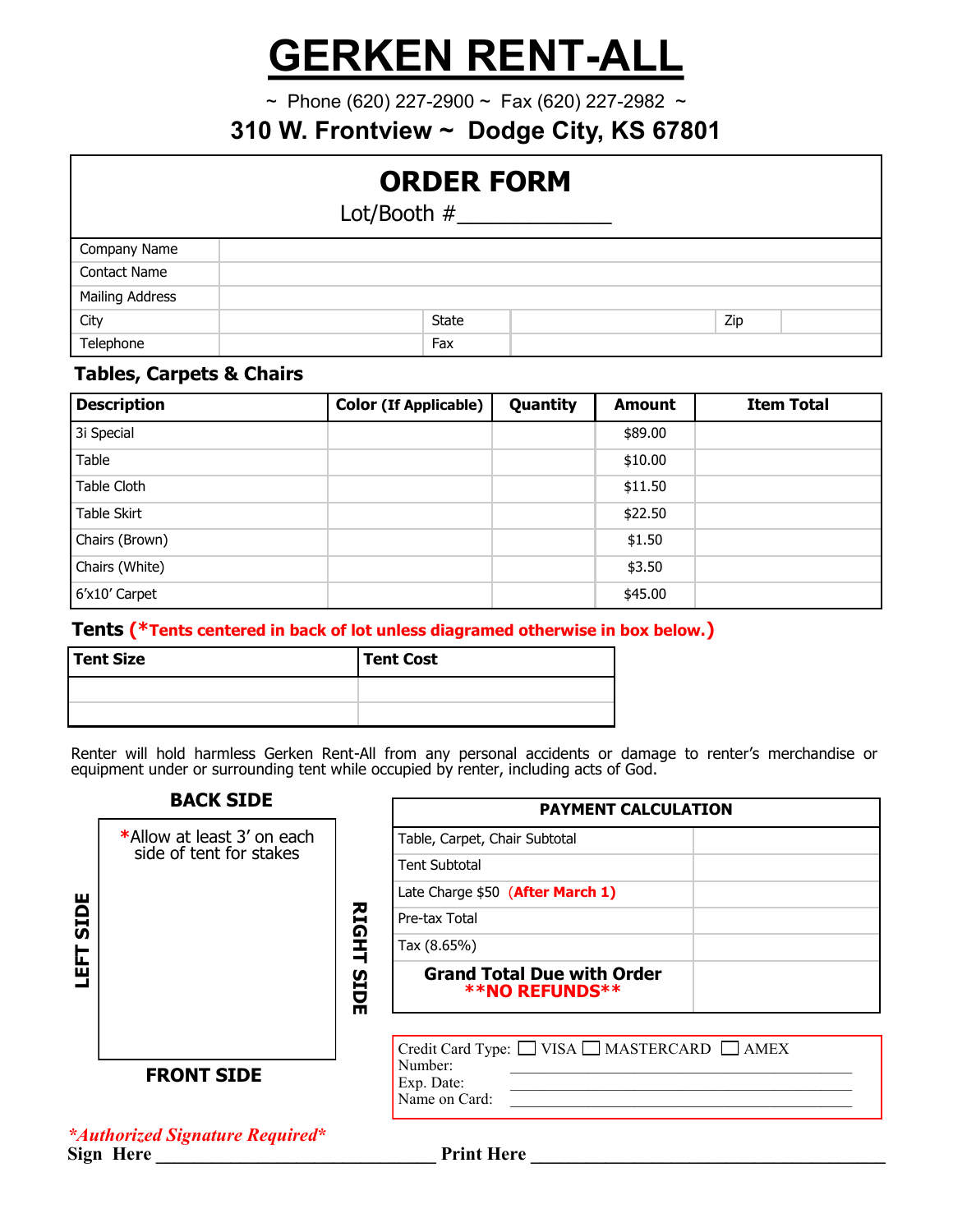# GERKEN RENT-ALL

~ Phone (620) 227-2900 ~ Fax (620) 227-2982 ~

**310 W. Frontview ~ Dodge City, KS 67801**

## ORDER FORM

Lot/Booth #_____________

| | | | | | |
|---|---|---|---|---|---|
| Company Name | | | | | |
| Contact Name | | | | | |
| Mailing Address | | | | | |
| City | | State | | Zip | |
| Telephone | | Fax | | | |

### Tables, Carpets & Chairs

| Description | Color (If Applicable) | Quantity | Amount | Item Total |
|---|---|---|---|---|
| 3i Special | | | $89.00 | |
| Table | | | $10.00 | |
| Table Cloth | | | $11.50 | |
| Table Skirt | | | $22.50 | |
| Chairs (Brown) | | | $1.50 | |
| Chairs (White) | | | $3.50 | |
| 6'x10' Carpet | | | $45.00 | |

### Tents (*Tents centered in back of lot unless diagramed otherwise in box below.)

| Tent Size | Tent Cost |
|---|---|
| | |
| | |

Renter will hold harmless Gerken Rent-All from any personal accidents or damage to renter's merchandise or equipment under or surrounding tent while occupied by renter, including acts of God.

**BACK SIDE**

**LEFT SIDE**

*Allow at least 3' on each side of tent for stakes

**RIGHT SIDE**

**FRONT SIDE**

| PAYMENT CALCULATION | |
|---|---|
| Table, Carpet, Chair Subtotal | |
| Tent Subtotal | |
| Late Charge $50 **(After March 1)** | |
| Pre-tax Total | |
| Tax (8.65%) | |
| **Grand Total Due with Order** **\*\*NO REFUNDS\*\*** | |

Credit Card Type: ☐ VISA ☐ MASTERCARD ☐ AMEX
Number: ____________________________________
Exp. Date: ____________________________________
Name on Card: ____________________________________

***Authorized Signature Required***

**Sign Here** ______________________________ **Print Here** ____________________________________